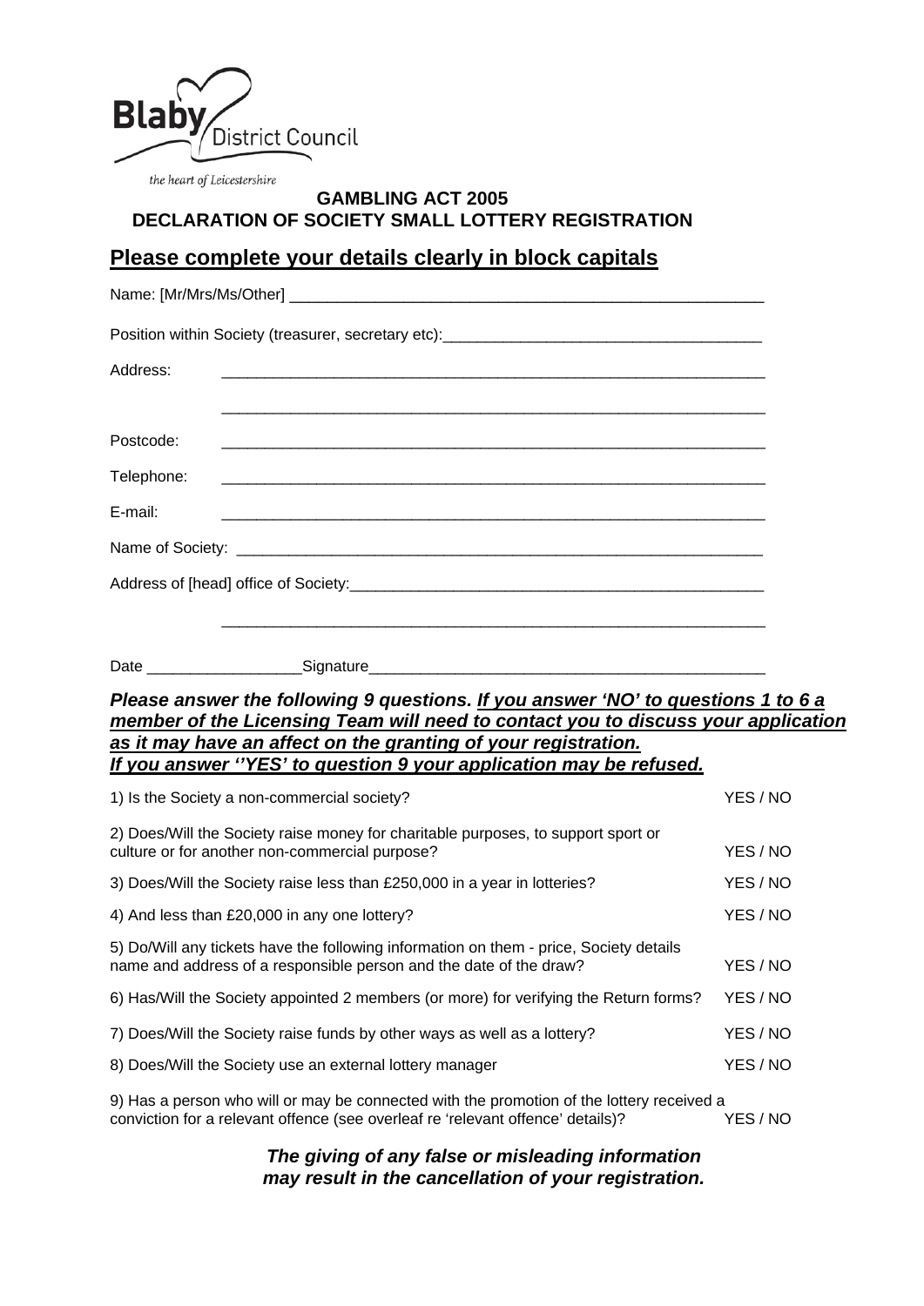Blaby District Council

the heart of Leicestershire

# GAMBLING ACT 2005
# DECLARATION OF SOCIETY SMALL LOTTERY REGISTRATION

## Please complete your details clearly in block capitals

Name: [Mr/Mrs/Ms/Other] ____________________________________________________

Position within Society (treasurer, secretary etc):____________________________________

Address: ____________________________________________________________

____________________________________________________________

Postcode: ____________________________________________________________

Telephone: ____________________________________________________________

E-mail: ____________________________________________________________

Name of Society: ____________________________________________________________

Address of [head] office of Society:_______________________________________________

____________________________________________________________

Date __________________Signature_____________________________________________

***Please answer the following 9 questions. <u>If you answer 'NO' to questions 1 to 6 a member of the Licensing Team will need to contact you to discuss your application as it may have an affect on the granting of your registration.</u>***
***<u>If you answer ''YES' to question 9 your application may be refused.</u>***

| | |
|---|---|
| 1) Is the Society a non-commercial society? | YES / NO |
| 2) Does/Will the Society raise money for charitable purposes, to support sport or culture or for another non-commercial purpose? | YES / NO |
| 3) Does/Will the Society raise less than £250,000 in a year in lotteries? | YES / NO |
| 4) And less than £20,000 in any one lottery? | YES / NO |
| 5) Do/Will any tickets have the following information on them - price, Society details name and address of a responsible person and the date of the draw? | YES / NO |
| 6) Has/Will the Society appointed 2 members (or more) for verifying the Return forms? | YES / NO |
| 7) Does/Will the Society raise funds by other ways as well as a lottery? | YES / NO |
| 8) Does/Will the Society use an external lottery manager | YES / NO |
| 9) Has a person who will or may be connected with the promotion of the lottery received a conviction for a relevant offence (see overleaf re 'relevant offence' details)? | YES / NO |

***The giving of any false or misleading information may result in the cancellation of your registration.***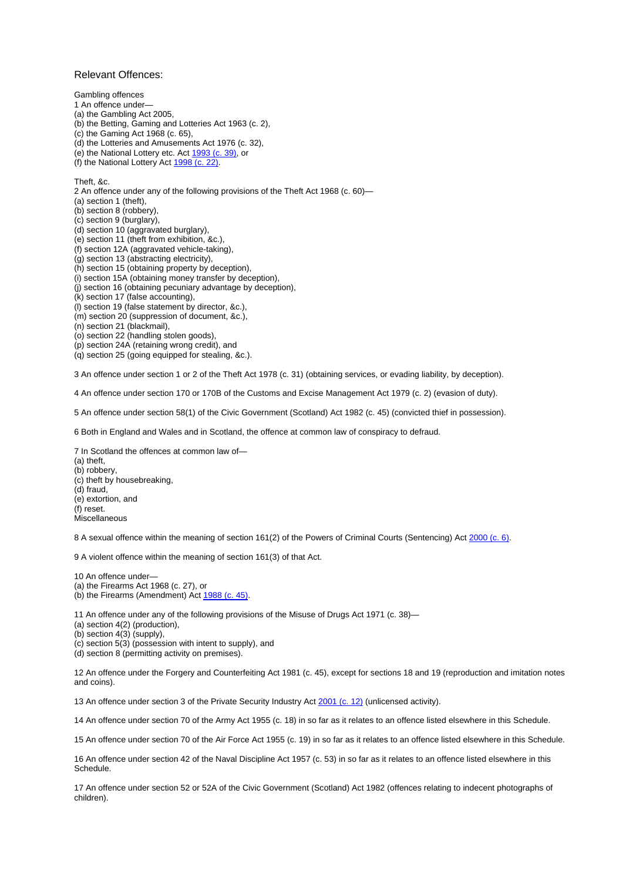## Relevant Offences:

Gambling offences

1 An offence under—

(a) the Gambling Act 2005,
(b) the Betting, Gaming and Lotteries Act 1963 (c. 2),
(c) the Gaming Act 1968 (c. 65),
(d) the Lotteries and Amusements Act 1976 (c. 32),
(e) the National Lottery etc. Act 1993 (c. 39), or
(f) the National Lottery Act 1998 (c. 22).

Theft, &c.

2 An offence under any of the following provisions of the Theft Act 1968 (c. 60)—

(a) section 1 (theft),
(b) section 8 (robbery),
(c) section 9 (burglary),
(d) section 10 (aggravated burglary),
(e) section 11 (theft from exhibition, &c.),
(f) section 12A (aggravated vehicle-taking),
(g) section 13 (abstracting electricity),
(h) section 15 (obtaining property by deception),
(i) section 15A (obtaining money transfer by deception),
(j) section 16 (obtaining pecuniary advantage by deception),
(k) section 17 (false accounting),
(l) section 19 (false statement by director, &c.),
(m) section 20 (suppression of document, &c.),
(n) section 21 (blackmail),
(o) section 22 (handling stolen goods),
(p) section 24A (retaining wrong credit), and
(q) section 25 (going equipped for stealing, &c.).

3 An offence under section 1 or 2 of the Theft Act 1978 (c. 31) (obtaining services, or evading liability, by deception).

4 An offence under section 170 or 170B of the Customs and Excise Management Act 1979 (c. 2) (evasion of duty).

5 An offence under section 58(1) of the Civic Government (Scotland) Act 1982 (c. 45) (convicted thief in possession).

6 Both in England and Wales and in Scotland, the offence at common law of conspiracy to defraud.

7 In Scotland the offences at common law of—

(a) theft,
(b) robbery,
(c) theft by housebreaking,
(d) fraud,
(e) extortion, and
(f) reset.

Miscellaneous

8 A sexual offence within the meaning of section 161(2) of the Powers of Criminal Courts (Sentencing) Act 2000 (c. 6).

9 A violent offence within the meaning of section 161(3) of that Act.

10 An offence under—

(a) the Firearms Act 1968 (c. 27), or
(b) the Firearms (Amendment) Act 1988 (c. 45).

11 An offence under any of the following provisions of the Misuse of Drugs Act 1971 (c. 38)—

(a) section 4(2) (production),
(b) section 4(3) (supply),
(c) section 5(3) (possession with intent to supply), and
(d) section 8 (permitting activity on premises).

12 An offence under the Forgery and Counterfeiting Act 1981 (c. 45), except for sections 18 and 19 (reproduction and imitation notes and coins).

13 An offence under section 3 of the Private Security Industry Act 2001 (c. 12) (unlicensed activity).

14 An offence under section 70 of the Army Act 1955 (c. 18) in so far as it relates to an offence listed elsewhere in this Schedule.

15 An offence under section 70 of the Air Force Act 1955 (c. 19) in so far as it relates to an offence listed elsewhere in this Schedule.

16 An offence under section 42 of the Naval Discipline Act 1957 (c. 53) in so far as it relates to an offence listed elsewhere in this Schedule.

17 An offence under section 52 or 52A of the Civic Government (Scotland) Act 1982 (offences relating to indecent photographs of children).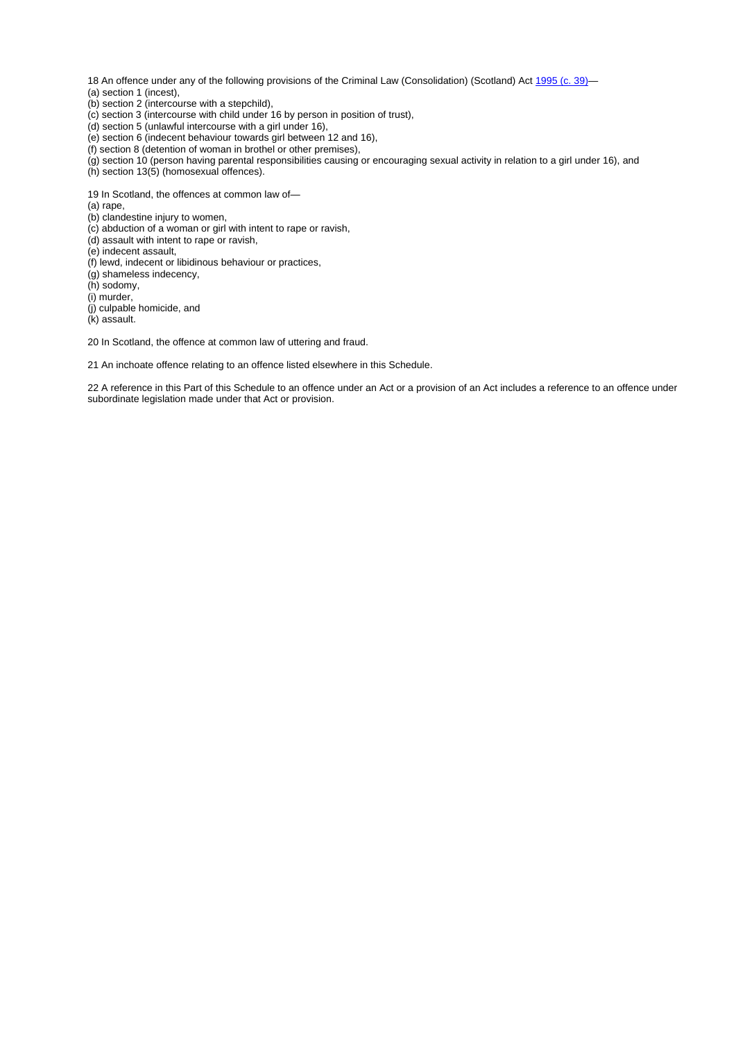18 An offence under any of the following provisions of the Criminal Law (Consolidation) (Scotland) Act 1995 (c. 39)—

(a) section 1 (incest),
(b) section 2 (intercourse with a stepchild),
(c) section 3 (intercourse with child under 16 by person in position of trust),
(d) section 5 (unlawful intercourse with a girl under 16),
(e) section 6 (indecent behaviour towards girl between 12 and 16),
(f) section 8 (detention of woman in brothel or other premises),
(g) section 10 (person having parental responsibilities causing or encouraging sexual activity in relation to a girl under 16), and
(h) section 13(5) (homosexual offences).

19 In Scotland, the offences at common law of—

(a) rape,
(b) clandestine injury to women,
(c) abduction of a woman or girl with intent to rape or ravish,
(d) assault with intent to rape or ravish,
(e) indecent assault,
(f) lewd, indecent or libidinous behaviour or practices,
(g) shameless indecency,
(h) sodomy,
(i) murder,
(j) culpable homicide, and
(k) assault.

20 In Scotland, the offence at common law of uttering and fraud.

21 An inchoate offence relating to an offence listed elsewhere in this Schedule.

22 A reference in this Part of this Schedule to an offence under an Act or a provision of an Act includes a reference to an offence under subordinate legislation made under that Act or provision.